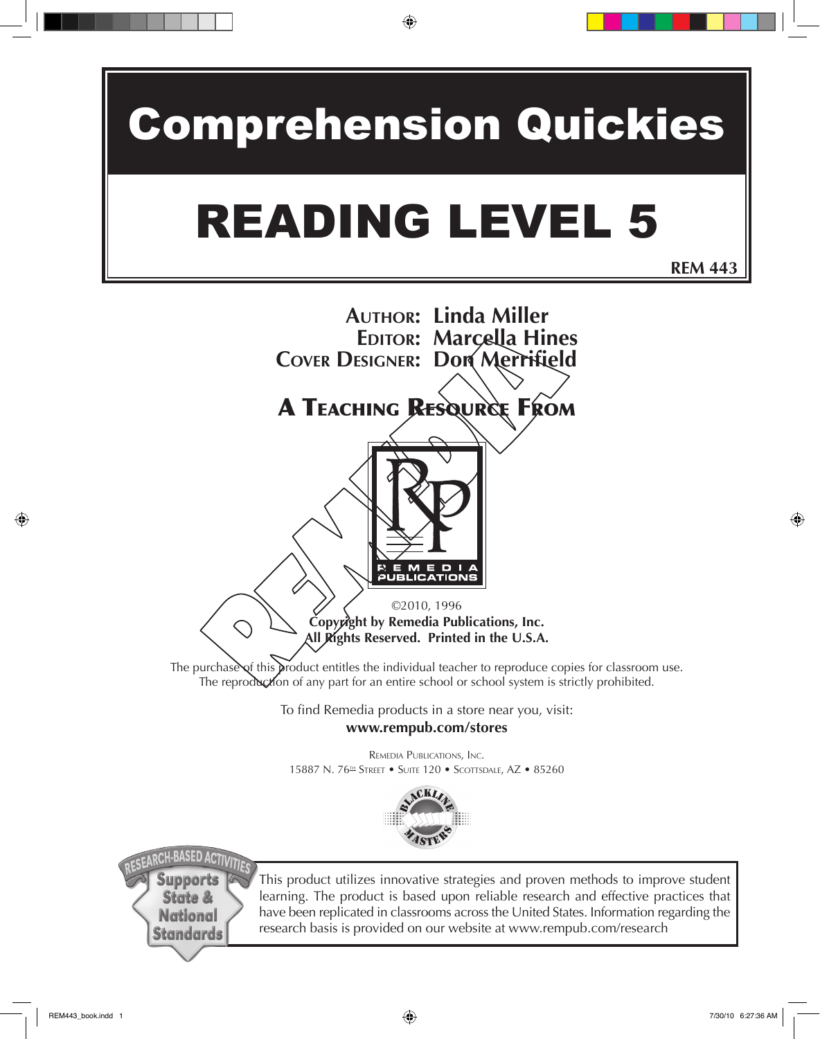# Comprehension Quickies

# READING LEVEL 5

REM 443

**Author: Linda Miller**
**Editor: Marcella Hines**
**Cover Designer: Don Merrifield**

## A Teaching Resource From

REMEDIA PUBLICATIONS

©2010, 1996
**Copyright by Remedia Publications, Inc.**
**All Rights Reserved. Printed in the U.S.A.**

The purchase of this product entitles the individual teacher to reproduce copies for classroom use.
The reproduction of any part for an entire school or school system is strictly prohibited.

To find Remedia products in a store near you, visit:
**www.rempub.com/stores**

Remedia Publications, Inc.
15887 N. 76th Street • Suite 120 • Scottsdale, AZ • 85260

BLACKLINE MASTERS

RESEARCH-BASED ACTIVITIES
Supports State & National Standards

This product utilizes innovative strategies and proven methods to improve student learning. The product is based upon reliable research and effective practices that have been replicated in classrooms across the United States. Information regarding the research basis is provided on our website at www.rempub.com/research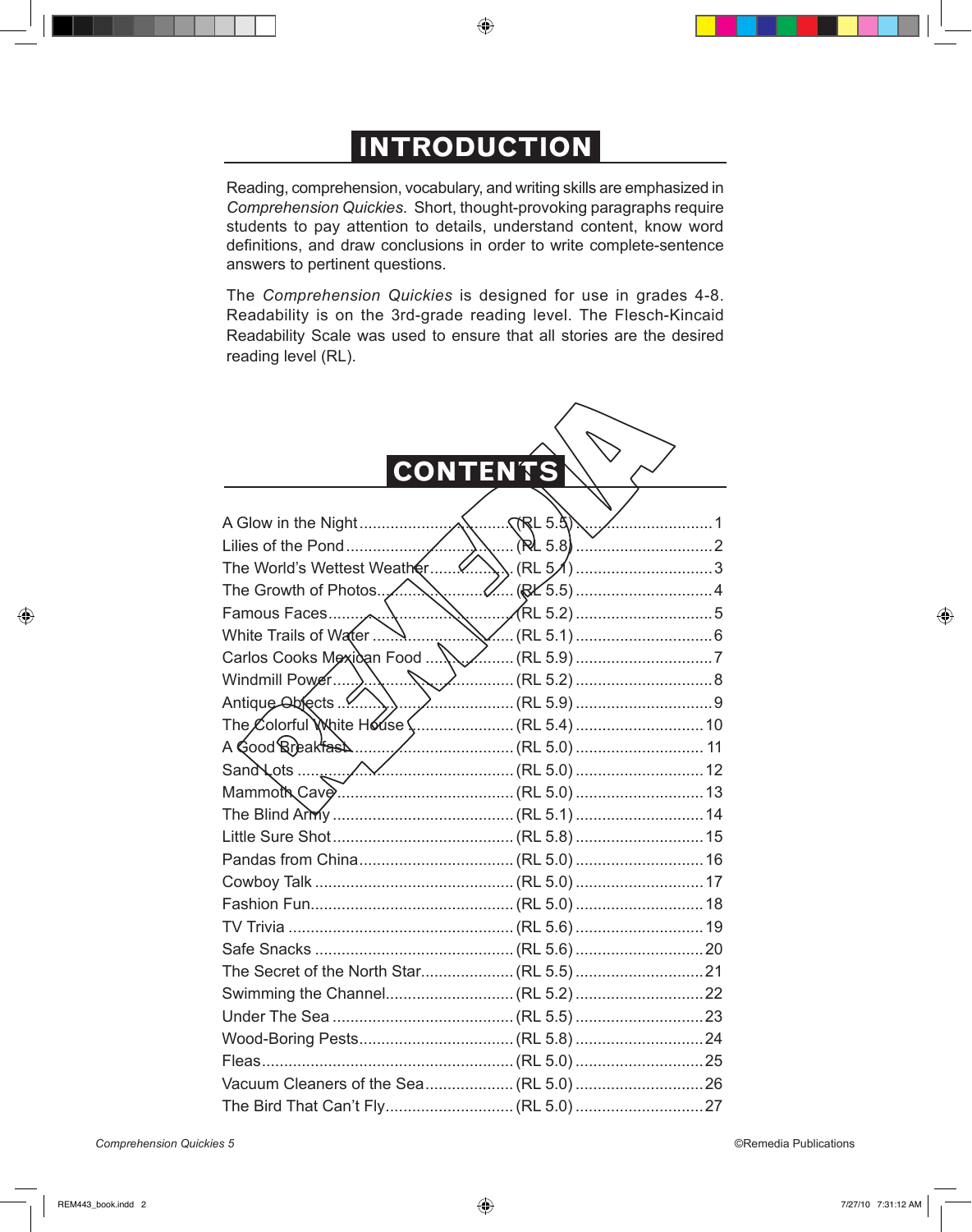# INTRODUCTION

Reading, comprehension, vocabulary, and writing skills are emphasized in *Comprehension Quickies*. Short, thought-provoking paragraphs require students to pay attention to details, understand content, know word definitions, and draw conclusions in order to write complete-sentence answers to pertinent questions.

The *Comprehension Quickies* is designed for use in grades 4-8. Readability is on the 3rd-grade reading level. The Flesch-Kincaid Readability Scale was used to ensure that all stories are the desired reading level (RL).

# CONTENTS

| Title | Reading Level | Page |
|---|---|---|
| A Glow in the Night | (RL 5.5) | 1 |
| Lilies of the Pond | (RL 5.8) | 2 |
| The World's Wettest Weather | (RL 5.1) | 3 |
| The Growth of Photos | (RL 5.5) | 4 |
| Famous Faces | (RL 5.2) | 5 |
| White Trails of Water | (RL 5.1) | 6 |
| Carlos Cooks Mexican Food | (RL 5.9) | 7 |
| Windmill Power | (RL 5.2) | 8 |
| Antique Objects | (RL 5.9) | 9 |
| The Colorful White House | (RL 5.4) | 10 |
| A Good Breakfast | (RL 5.0) | 11 |
| Sand Lots | (RL 5.0) | 12 |
| Mammoth Cave | (RL 5.0) | 13 |
| The Blind Army | (RL 5.1) | 14 |
| Little Sure Shot | (RL 5.8) | 15 |
| Pandas from China | (RL 5.0) | 16 |
| Cowboy Talk | (RL 5.0) | 17 |
| Fashion Fun | (RL 5.0) | 18 |
| TV Trivia | (RL 5.6) | 19 |
| Safe Snacks | (RL 5.6) | 20 |
| The Secret of the North Star | (RL 5.5) | 21 |
| Swimming the Channel | (RL 5.2) | 22 |
| Under The Sea | (RL 5.5) | 23 |
| Wood-Boring Pests | (RL 5.8) | 24 |
| Fleas | (RL 5.0) | 25 |
| Vacuum Cleaners of the Sea | (RL 5.0) | 26 |
| The Bird That Can't Fly | (RL 5.0) | 27 |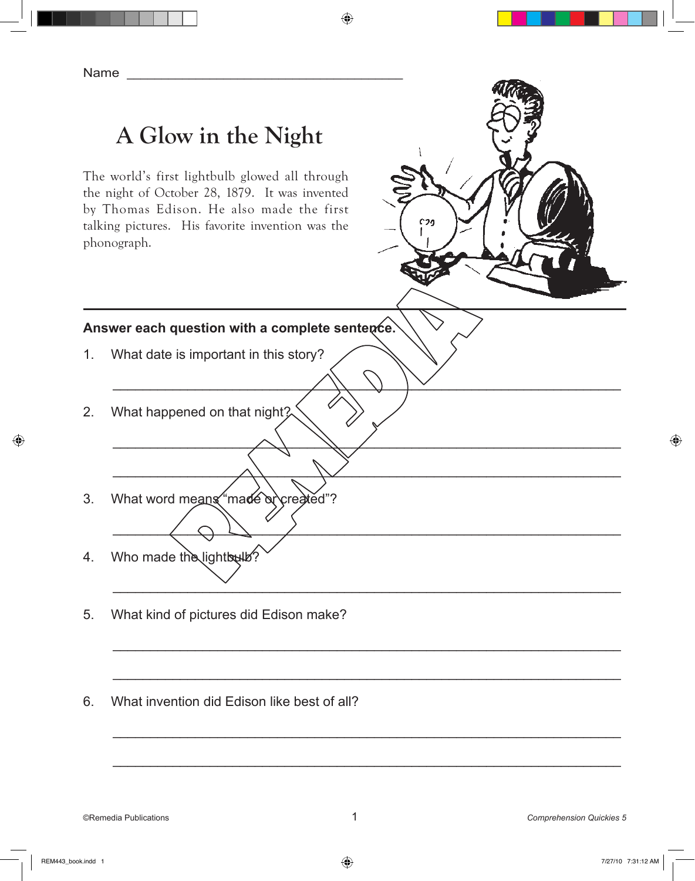Name ______________________________________

# A Glow in the Night

The world's first lightbulb glowed all through the night of October 28, 1879. It was invented by Thomas Edison. He also made the first talking pictures. His favorite invention was the phonograph.

---

**Answer each question with a complete sentence.**

1. What date is important in this story?

   ______________________________________________________________________

2. What happened on that night?

   ______________________________________________________________________

   ______________________________________________________________________

3. What word means "made or created"?

   ______________________________________________________________________

4. Who made the lightbulb?

   ______________________________________________________________________

5. What kind of pictures did Edison make?

   ______________________________________________________________________

   ______________________________________________________________________

6. What invention did Edison like best of all?

   ______________________________________________________________________

   ______________________________________________________________________

©Remedia Publications *Comprehension Quickies 5*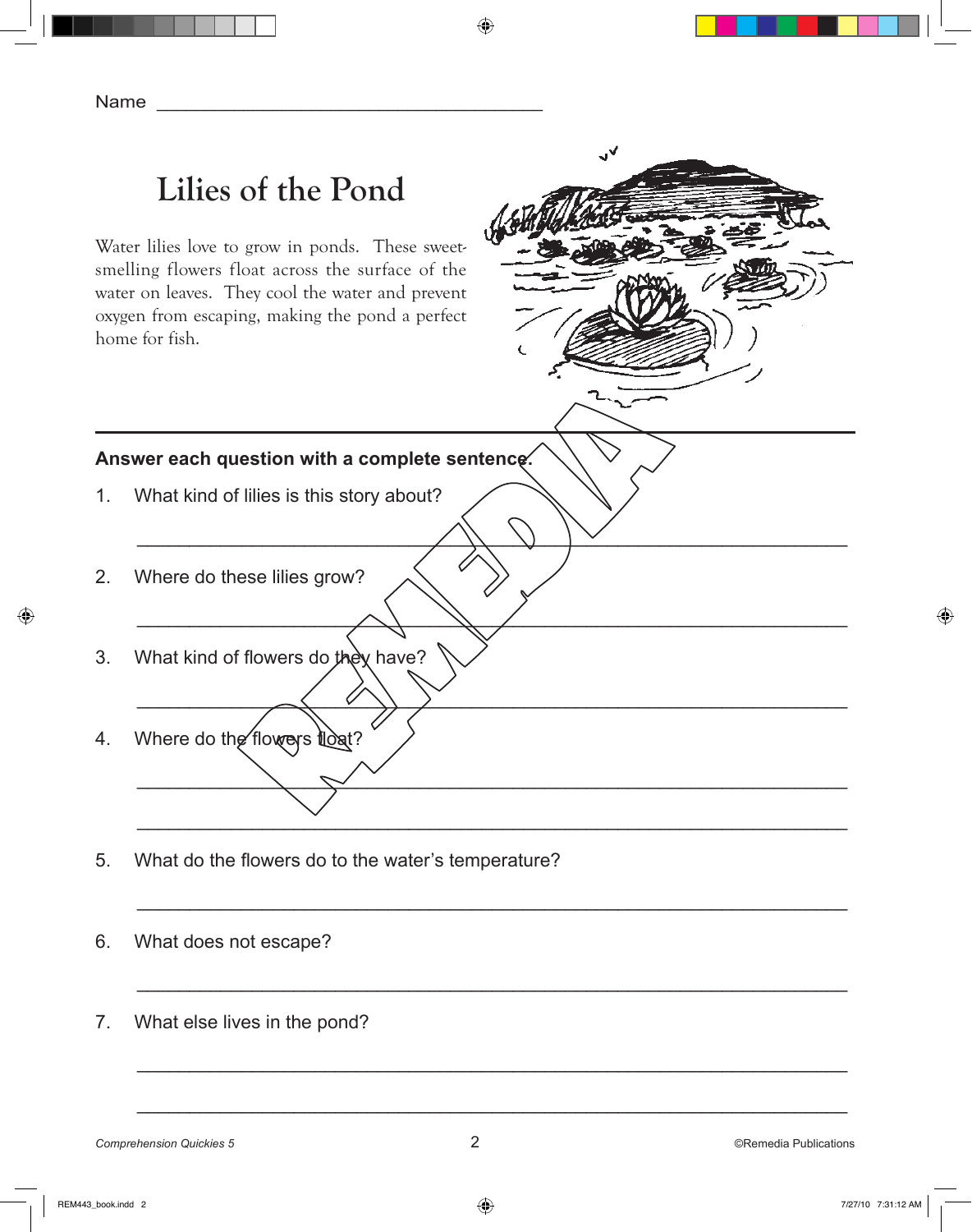Name ___________________________________

# Lilies of the Pond

Water lilies love to grow in ponds. These sweet-smelling flowers float across the surface of the water on leaves. They cool the water and prevent oxygen from escaping, making the pond a perfect home for fish.

---

**Answer each question with a complete sentence.**

1. What kind of lilies is this story about?

   ___________________________________________________________________

2. Where do these lilies grow?

   ___________________________________________________________________

3. What kind of flowers do they have?

   ___________________________________________________________________

4. Where do the flowers float?

   ___________________________________________________________________

   ___________________________________________________________________

5. What do the flowers do to the water's temperature?

   ___________________________________________________________________

6. What does not escape?

   ___________________________________________________________________

7. What else lives in the pond?

   ___________________________________________________________________

   ___________________________________________________________________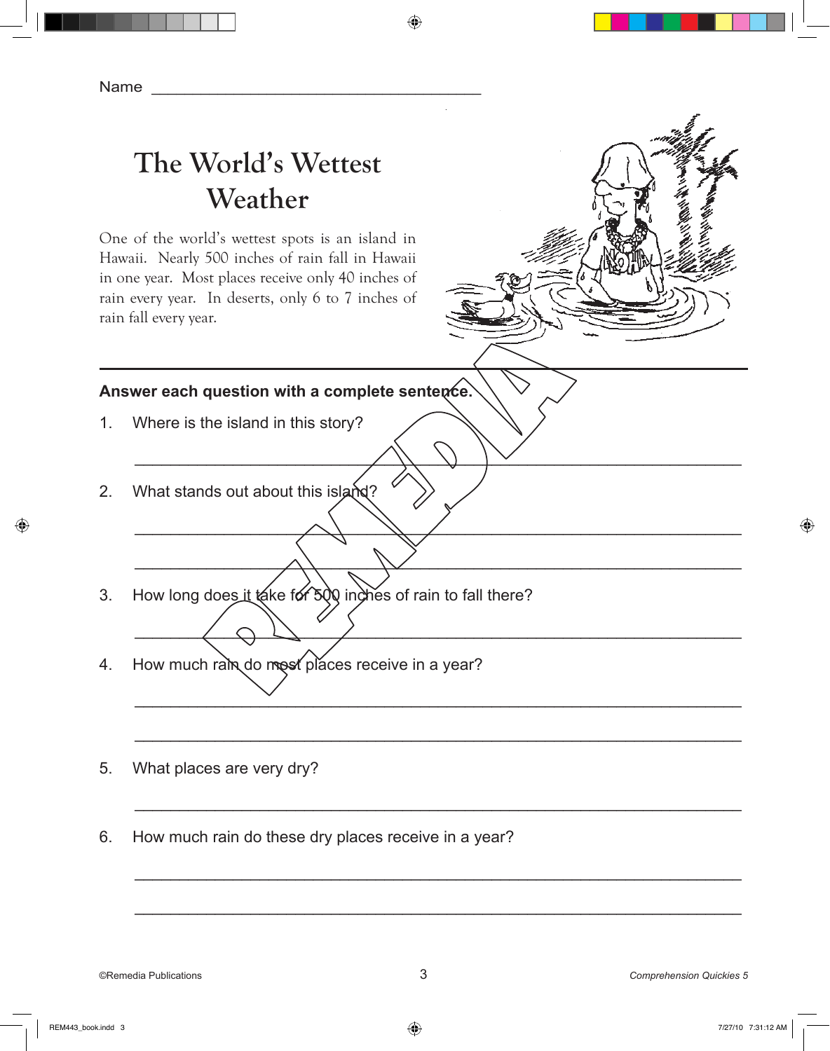Name ______________________________________

# The World's Wettest Weather

One of the world's wettest spots is an island in Hawaii. Nearly 500 inches of rain fall in Hawaii in one year. Most places receive only 40 inches of rain every year. In deserts, only 6 to 7 inches of rain fall every year.

**Answer each question with a complete sentence.**

1. Where is the island in this story?

   ______________________________________________________________

2. What stands out about this island?

   ______________________________________________________________

   ______________________________________________________________

3. How long does it take for 500 inches of rain to fall there?

   ______________________________________________________________

4. How much rain do most places receive in a year?

   ______________________________________________________________

   ______________________________________________________________

5. What places are very dry?

   ______________________________________________________________

6. How much rain do these dry places receive in a year?

   ______________________________________________________________

   ______________________________________________________________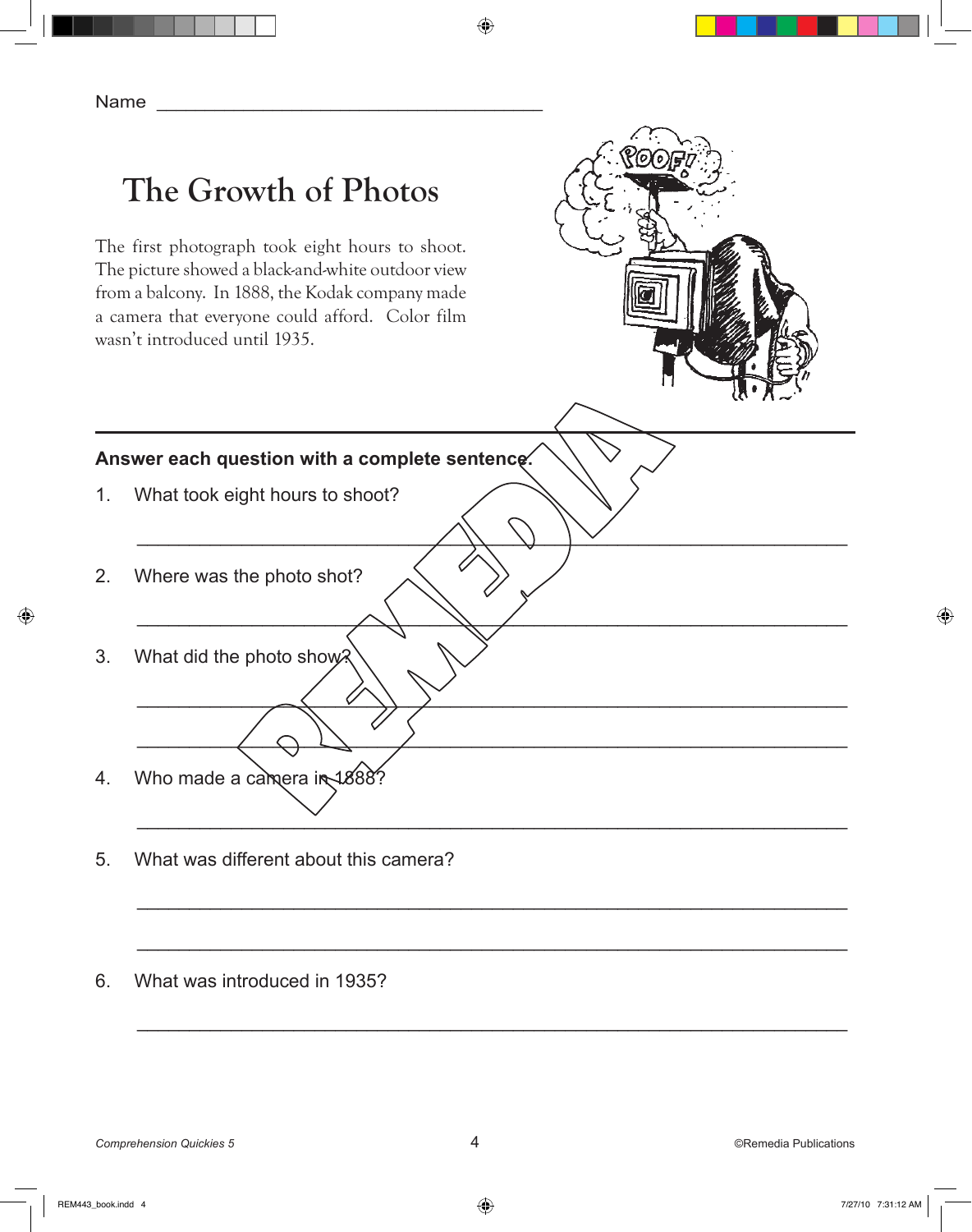Name ______________________________________

# The Growth of Photos

The first photograph took eight hours to shoot. The picture showed a black-and-white outdoor view from a balcony. In 1888, the Kodak company made a camera that everyone could afford. Color film wasn't introduced until 1935.

---

**Answer each question with a complete sentence.**

1. What took eight hours to shoot?

   ______________________________________________________________

2. Where was the photo shot?

   ______________________________________________________________

3. What did the photo show?

   ______________________________________________________________

   ______________________________________________________________

4. Who made a camera in 1888?

   ______________________________________________________________

5. What was different about this camera?

   ______________________________________________________________

   ______________________________________________________________

6. What was introduced in 1935?

   ______________________________________________________________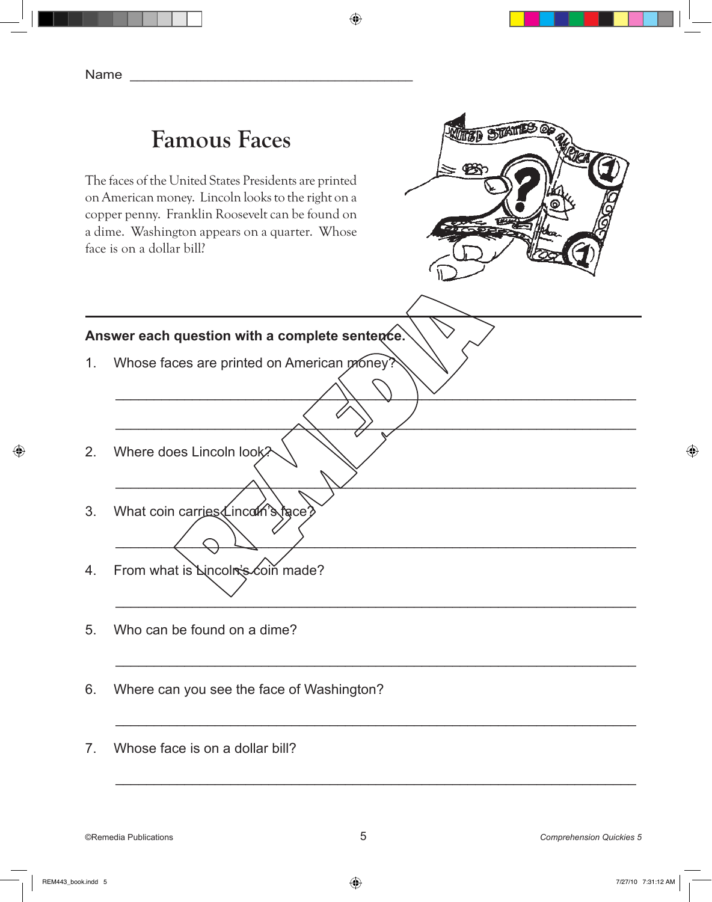Name ________________________________________

# Famous Faces

The faces of the United States Presidents are printed on American money. Lincoln looks to the right on a copper penny. Franklin Roosevelt can be found on a dime. Washington appears on a quarter. Whose face is on a dollar bill?

**Answer each question with a complete sentence.**

1. Whose faces are printed on American money?

   ________________________________________

   ________________________________________

2. Where does Lincoln look?

   ________________________________________

3. What coin carries Lincoln's face?

   ________________________________________

4. From what is Lincoln's coin made?

   ________________________________________

5. Who can be found on a dime?

   ________________________________________

6. Where can you see the face of Washington?

   ________________________________________

7. Whose face is on a dollar bill?

   ________________________________________

©Remedia Publications

*Comprehension Quickies 5*